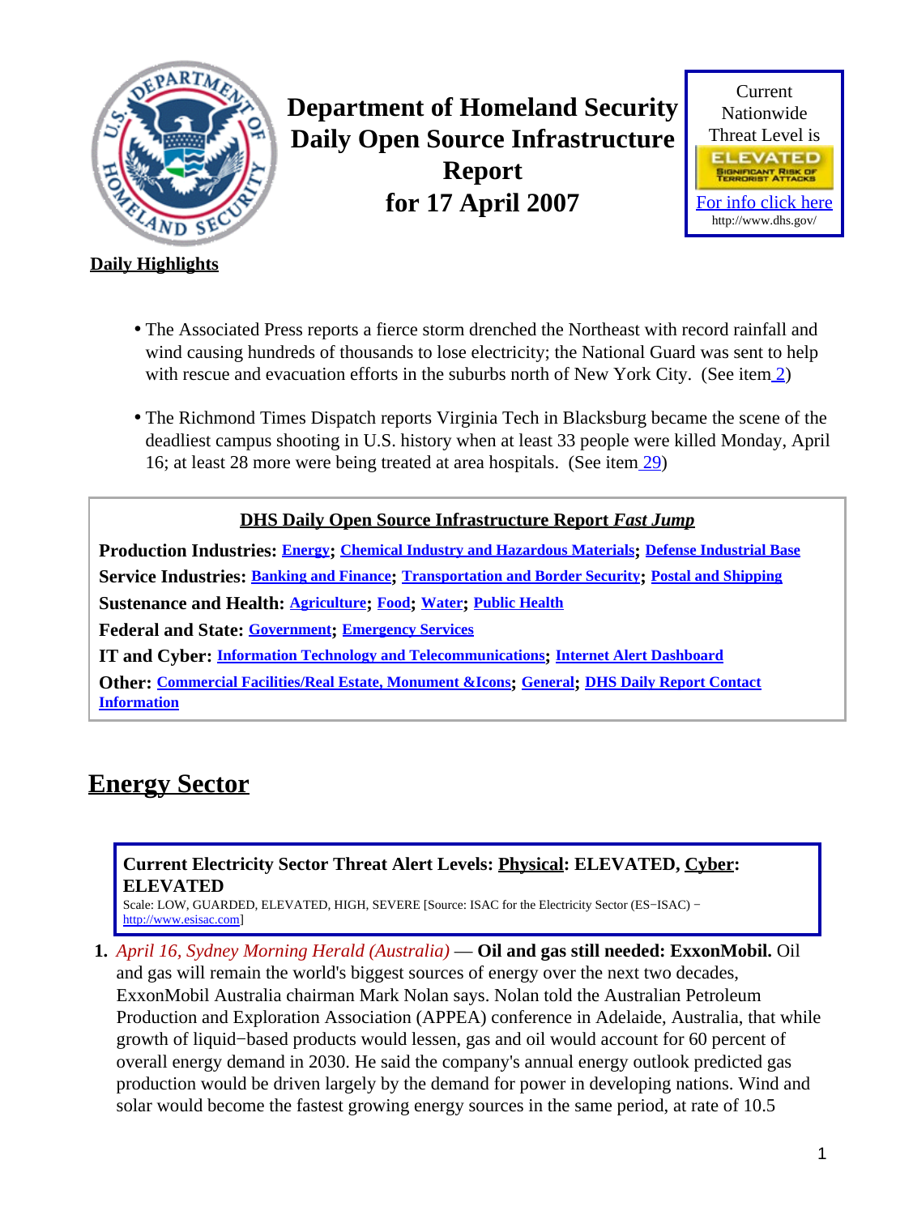# Department of Homeland Security Daily Open Source Infrastructure Report for 17 April 2007

Current Nationwide Threat Level is

ELEVATED
SIGNIFICANT RISK OF TERRORIST ATTACKS

For info click here
http://www.dhs.gov/

**Daily Highlights**

- The Associated Press reports a fierce storm drenched the Northeast with record rainfall and wind causing hundreds of thousands to lose electricity; the National Guard was sent to help with rescue and evacuation efforts in the suburbs north of New York City. (See item 2)
- The Richmond Times Dispatch reports Virginia Tech in Blacksburg became the scene of the deadliest campus shooting in U.S. history when at least 33 people were killed Monday, April 16; at least 28 more were being treated at area hospitals. (See item 29)

**DHS Daily Open Source Infrastructure Report *Fast Jump***

**Production Industries:** Energy; Chemical Industry and Hazardous Materials; Defense Industrial Base
**Service Industries:** Banking and Finance; Transportation and Border Security; Postal and Shipping
**Sustenance and Health:** Agriculture; Food; Water; Public Health
**Federal and State:** Government; Emergency Services
**IT and Cyber:** Information Technology and Telecommunications; Internet Alert Dashboard
**Other:** Commercial Facilities/Real Estate, Monument &Icons; General; DHS Daily Report Contact Information

## Energy Sector

**Current Electricity Sector Threat Alert Levels: Physical: ELEVATED, Cyber: ELEVATED**
Scale: LOW, GUARDED, ELEVATED, HIGH, SEVERE [Source: ISAC for the Electricity Sector (ES−ISAC) − http://www.esisac.com]

1. *April 16, Sydney Morning Herald (Australia)* — **Oil and gas still needed: ExxonMobil.** Oil and gas will remain the world's biggest sources of energy over the next two decades, ExxonMobil Australia chairman Mark Nolan says. Nolan told the Australian Petroleum Production and Exploration Association (APPEA) conference in Adelaide, Australia, that while growth of liquid−based products would lessen, gas and oil would account for 60 percent of overall energy demand in 2030. He said the company's annual energy outlook predicted gas production would be driven largely by the demand for power in developing nations. Wind and solar would become the fastest growing energy sources in the same period, at rate of 10.5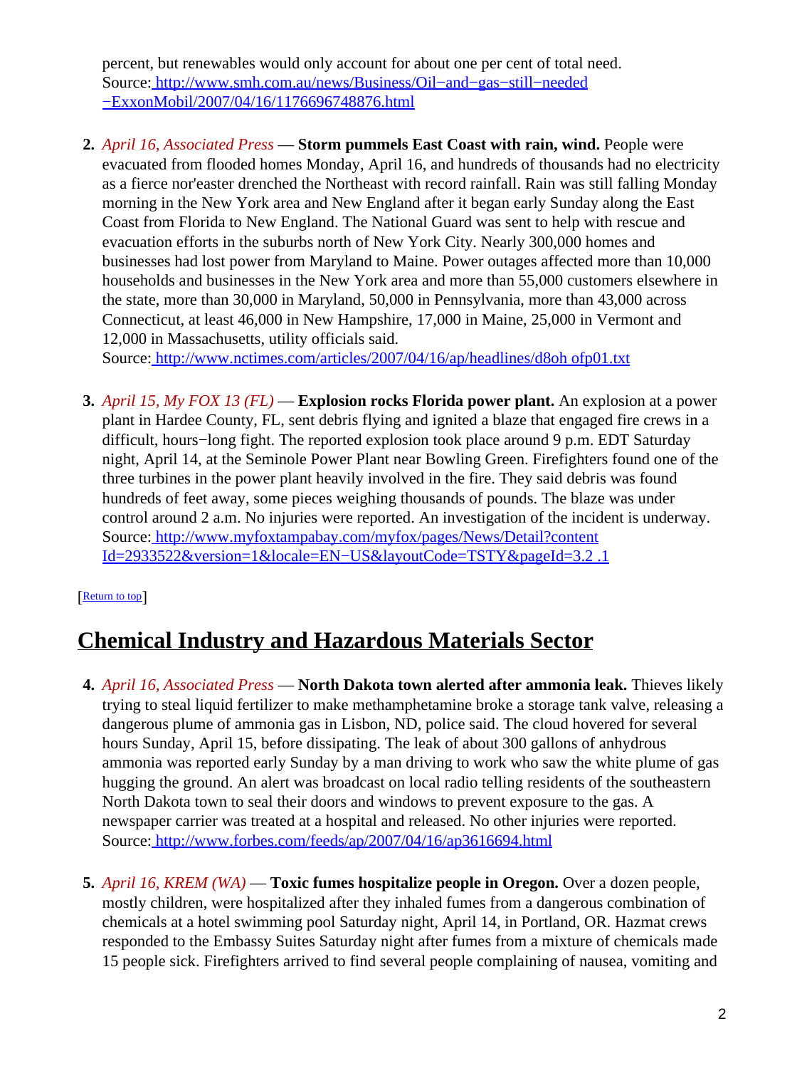percent, but renewables would only account for about one per cent of total need.
Source: http://www.smh.com.au/news/Business/Oil−and−gas−still−needed−ExxonMobil/2007/04/16/1176696748876.html

2. *April 16, Associated Press* — **Storm pummels East Coast with rain, wind.** People were evacuated from flooded homes Monday, April 16, and hundreds of thousands had no electricity as a fierce nor'easter drenched the Northeast with record rainfall. Rain was still falling Monday morning in the New York area and New England after it began early Sunday along the East Coast from Florida to New England. The National Guard was sent to help with rescue and evacuation efforts in the suburbs north of New York City. Nearly 300,000 homes and businesses had lost power from Maryland to Maine. Power outages affected more than 10,000 households and businesses in the New York area and more than 55,000 customers elsewhere in the state, more than 30,000 in Maryland, 50,000 in Pennsylvania, more than 43,000 across Connecticut, at least 46,000 in New Hampshire, 17,000 in Maine, 25,000 in Vermont and 12,000 in Massachusetts, utility officials said.
Source: http://www.nctimes.com/articles/2007/04/16/ap/headlines/d8oh ofp01.txt

3. *April 15, My FOX 13 (FL)* — **Explosion rocks Florida power plant.** An explosion at a power plant in Hardee County, FL, sent debris flying and ignited a blaze that engaged fire crews in a difficult, hours−long fight. The reported explosion took place around 9 p.m. EDT Saturday night, April 14, at the Seminole Power Plant near Bowling Green. Firefighters found one of the three turbines in the power plant heavily involved in the fire. They said debris was found hundreds of feet away, some pieces weighing thousands of pounds. The blaze was under control around 2 a.m. No injuries were reported. An investigation of the incident is underway.
Source: http://www.myfoxtampabay.com/myfox/pages/News/Detail?contentId=2933522&version=1&locale=EN−US&layoutCode=TSTY&pageId=3.2 .1

[Return to top]

## Chemical Industry and Hazardous Materials Sector

4. *April 16, Associated Press* — **North Dakota town alerted after ammonia leak.** Thieves likely trying to steal liquid fertilizer to make methamphetamine broke a storage tank valve, releasing a dangerous plume of ammonia gas in Lisbon, ND, police said. The cloud hovered for several hours Sunday, April 15, before dissipating. The leak of about 300 gallons of anhydrous ammonia was reported early Sunday by a man driving to work who saw the white plume of gas hugging the ground. An alert was broadcast on local radio telling residents of the southeastern North Dakota town to seal their doors and windows to prevent exposure to the gas. A newspaper carrier was treated at a hospital and released. No other injuries were reported.
Source: http://www.forbes.com/feeds/ap/2007/04/16/ap3616694.html

5. *April 16, KREM (WA)* — **Toxic fumes hospitalize people in Oregon.** Over a dozen people, mostly children, were hospitalized after they inhaled fumes from a dangerous combination of chemicals at a hotel swimming pool Saturday night, April 14, in Portland, OR. Hazmat crews responded to the Embassy Suites Saturday night after fumes from a mixture of chemicals made 15 people sick. Firefighters arrived to find several people complaining of nausea, vomiting and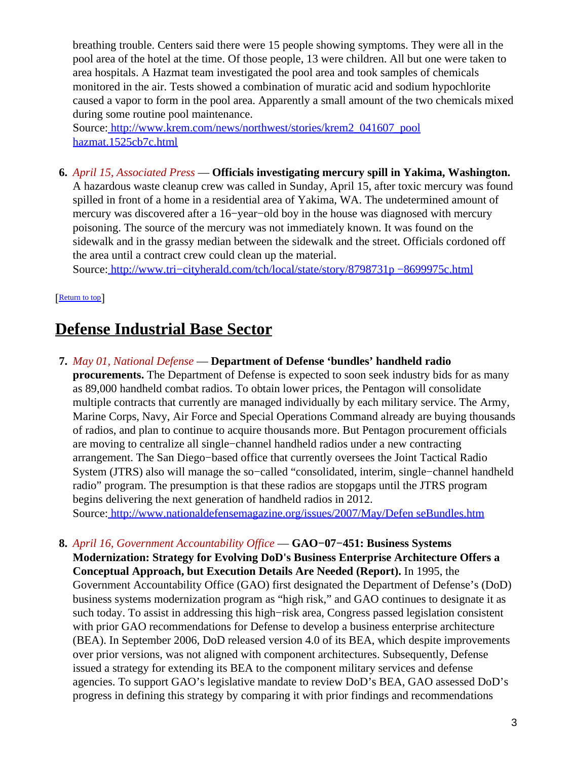breathing trouble. Centers said there were 15 people showing symptoms. They were all in the pool area of the hotel at the time. Of those people, 13 were children. All but one were taken to area hospitals. A Hazmat team investigated the pool area and took samples of chemicals monitored in the air. Tests showed a combination of muratic acid and sodium hypochlorite caused a vapor to form in the pool area. Apparently a small amount of the two chemicals mixed during some routine pool maintenance.
Source: [http://www.krem.com/news/northwest/stories/krem2_041607_pool hazmat.1525cb7c.html](http://www.krem.com/news/northwest/stories/krem2_041607_poolhazmat.1525cb7c.html)

6. *April 15, Associated Press* — **Officials investigating mercury spill in Yakima, Washington.** A hazardous waste cleanup crew was called in Sunday, April 15, after toxic mercury was found spilled in front of a home in a residential area of Yakima, WA. The undetermined amount of mercury was discovered after a 16−year−old boy in the house was diagnosed with mercury poisoning. The source of the mercury was not immediately known. It was found on the sidewalk and in the grassy median between the sidewalk and the street. Officials cordoned off the area until a contract crew could clean up the material.
Source: [http://www.tri−cityherald.com/tch/local/state/story/8798731p −8699975c.html](http://www.tri-cityherald.com/tch/local/state/story/8798731p-8699975c.html)

[Return to top]

## Defense Industrial Base Sector

7. *May 01, National Defense* — **Department of Defense 'bundles' handheld radio procurements.** The Department of Defense is expected to soon seek industry bids for as many as 89,000 handheld combat radios. To obtain lower prices, the Pentagon will consolidate multiple contracts that currently are managed individually by each military service. The Army, Marine Corps, Navy, Air Force and Special Operations Command already are buying thousands of radios, and plan to continue to acquire thousands more. But Pentagon procurement officials are moving to centralize all single−channel handheld radios under a new contracting arrangement. The San Diego−based office that currently oversees the Joint Tactical Radio System (JTRS) also will manage the so−called "consolidated, interim, single−channel handheld radio" program. The presumption is that these radios are stopgaps until the JTRS program begins delivering the next generation of handheld radios in 2012.
Source: [http://www.nationaldefensemagazine.org/issues/2007/May/Defen seBundles.htm](http://www.nationaldefensemagazine.org/issues/2007/May/DefenseBundles.htm)

8. *April 16, Government Accountability Office* — **GAO−07−451: Business Systems Modernization: Strategy for Evolving DoD's Business Enterprise Architecture Offers a Conceptual Approach, but Execution Details Are Needed (Report).** In 1995, the Government Accountability Office (GAO) first designated the Department of Defense's (DoD) business systems modernization program as "high risk," and GAO continues to designate it as such today. To assist in addressing this high−risk area, Congress passed legislation consistent with prior GAO recommendations for Defense to develop a business enterprise architecture (BEA). In September 2006, DoD released version 4.0 of its BEA, which despite improvements over prior versions, was not aligned with component architectures. Subsequently, Defense issued a strategy for extending its BEA to the component military services and defense agencies. To support GAO's legislative mandate to review DoD's BEA, GAO assessed DoD's progress in defining this strategy by comparing it with prior findings and recommendations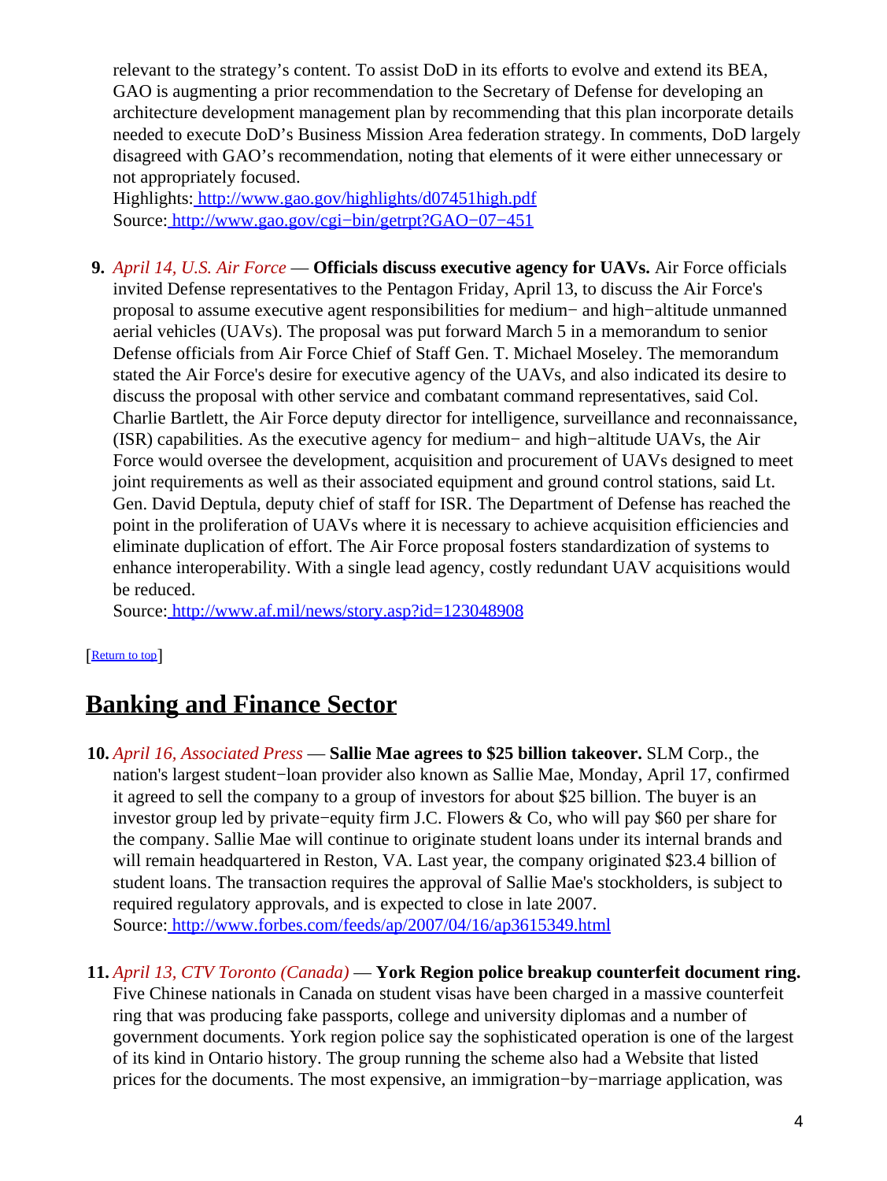relevant to the strategy's content. To assist DoD in its efforts to evolve and extend its BEA, GAO is augmenting a prior recommendation to the Secretary of Defense for developing an architecture development management plan by recommending that this plan incorporate details needed to execute DoD's Business Mission Area federation strategy. In comments, DoD largely disagreed with GAO's recommendation, noting that elements of it were either unnecessary or not appropriately focused.
Highlights: http://www.gao.gov/highlights/d07451high.pdf
Source: http://www.gao.gov/cgi−bin/getrpt?GAO−07−451

9. *April 14, U.S. Air Force* — **Officials discuss executive agency for UAVs.** Air Force officials invited Defense representatives to the Pentagon Friday, April 13, to discuss the Air Force's proposal to assume executive agent responsibilities for medium− and high−altitude unmanned aerial vehicles (UAVs). The proposal was put forward March 5 in a memorandum to senior Defense officials from Air Force Chief of Staff Gen. T. Michael Moseley. The memorandum stated the Air Force's desire for executive agency of the UAVs, and also indicated its desire to discuss the proposal with other service and combatant command representatives, said Col. Charlie Bartlett, the Air Force deputy director for intelligence, surveillance and reconnaissance, (ISR) capabilities. As the executive agency for medium− and high−altitude UAVs, the Air Force would oversee the development, acquisition and procurement of UAVs designed to meet joint requirements as well as their associated equipment and ground control stations, said Lt. Gen. David Deptula, deputy chief of staff for ISR. The Department of Defense has reached the point in the proliferation of UAVs where it is necessary to achieve acquisition efficiencies and eliminate duplication of effort. The Air Force proposal fosters standardization of systems to enhance interoperability. With a single lead agency, costly redundant UAV acquisitions would be reduced.
Source: http://www.af.mil/news/story.asp?id=123048908

[Return to top]

## Banking and Finance Sector

10. *April 16, Associated Press* — **Sallie Mae agrees to $25 billion takeover.** SLM Corp., the nation's largest student−loan provider also known as Sallie Mae, Monday, April 17, confirmed it agreed to sell the company to a group of investors for about $25 billion. The buyer is an investor group led by private−equity firm J.C. Flowers & Co, who will pay $60 per share for the company. Sallie Mae will continue to originate student loans under its internal brands and will remain headquartered in Reston, VA. Last year, the company originated $23.4 billion of student loans. The transaction requires the approval of Sallie Mae's stockholders, is subject to required regulatory approvals, and is expected to close in late 2007.
Source: http://www.forbes.com/feeds/ap/2007/04/16/ap3615349.html

11. *April 13, CTV Toronto (Canada)* — **York Region police breakup counterfeit document ring.** Five Chinese nationals in Canada on student visas have been charged in a massive counterfeit ring that was producing fake passports, college and university diplomas and a number of government documents. York region police say the sophisticated operation is one of the largest of its kind in Ontario history. The group running the scheme also had a Website that listed prices for the documents. The most expensive, an immigration−by−marriage application, was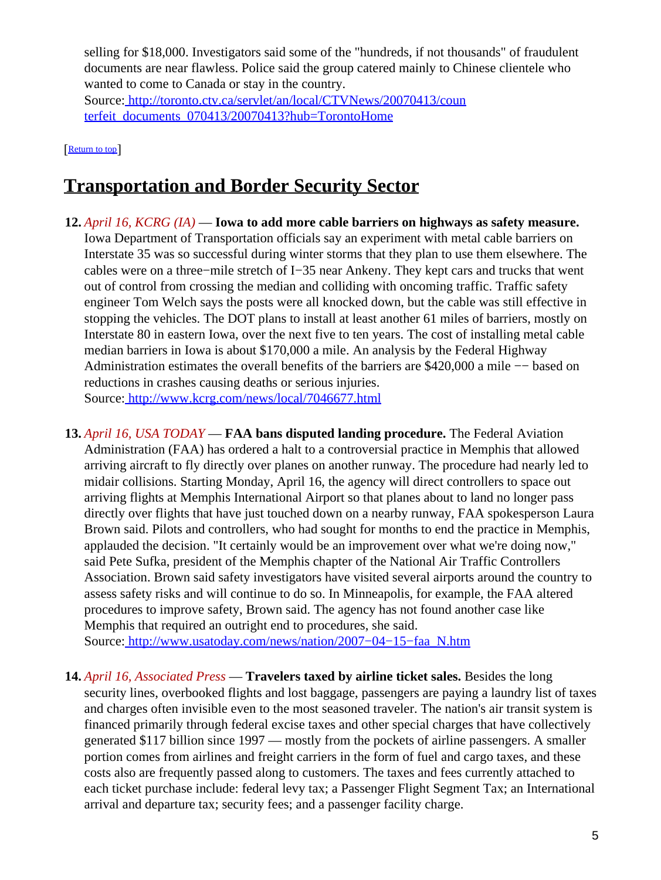selling for $18,000. Investigators said some of the "hundreds, if not thousands" of fraudulent documents are near flawless. Police said the group catered mainly to Chinese clientele who wanted to come to Canada or stay in the country.
Source: http://toronto.ctv.ca/servlet/an/local/CTVNews/20070413/counterfeit_documents_070413/20070413?hub=TorontoHome

[Return to top]

## Transportation and Border Security Sector

12. *April 16, KCRG (IA)* — **Iowa to add more cable barriers on highways as safety measure.** Iowa Department of Transportation officials say an experiment with metal cable barriers on Interstate 35 was so successful during winter storms that they plan to use them elsewhere. The cables were on a three−mile stretch of I−35 near Ankeny. They kept cars and trucks that went out of control from crossing the median and colliding with oncoming traffic. Traffic safety engineer Tom Welch says the posts were all knocked down, but the cable was still effective in stopping the vehicles. The DOT plans to install at least another 61 miles of barriers, mostly on Interstate 80 in eastern Iowa, over the next five to ten years. The cost of installing metal cable median barriers in Iowa is about $170,000 a mile. An analysis by the Federal Highway Administration estimates the overall benefits of the barriers are $420,000 a mile −− based on reductions in crashes causing deaths or serious injuries.
Source: http://www.kcrg.com/news/local/7046677.html

13. *April 16, USA TODAY* — **FAA bans disputed landing procedure.** The Federal Aviation Administration (FAA) has ordered a halt to a controversial practice in Memphis that allowed arriving aircraft to fly directly over planes on another runway. The procedure had nearly led to midair collisions. Starting Monday, April 16, the agency will direct controllers to space out arriving flights at Memphis International Airport so that planes about to land no longer pass directly over flights that have just touched down on a nearby runway, FAA spokesperson Laura Brown said. Pilots and controllers, who had sought for months to end the practice in Memphis, applauded the decision. "It certainly would be an improvement over what we're doing now," said Pete Sufka, president of the Memphis chapter of the National Air Traffic Controllers Association. Brown said safety investigators have visited several airports around the country to assess safety risks and will continue to do so. In Minneapolis, for example, the FAA altered procedures to improve safety, Brown said. The agency has not found another case like Memphis that required an outright end to procedures, she said.
Source: http://www.usatoday.com/news/nation/2007−04−15−faa_N.htm

14. *April 16, Associated Press* — **Travelers taxed by airline ticket sales.** Besides the long security lines, overbooked flights and lost baggage, passengers are paying a laundry list of taxes and charges often invisible even to the most seasoned traveler. The nation's air transit system is financed primarily through federal excise taxes and other special charges that have collectively generated $117 billion since 1997 — mostly from the pockets of airline passengers. A smaller portion comes from airlines and freight carriers in the form of fuel and cargo taxes, and these costs also are frequently passed along to customers. The taxes and fees currently attached to each ticket purchase include: federal levy tax; a Passenger Flight Segment Tax; an International arrival and departure tax; security fees; and a passenger facility charge.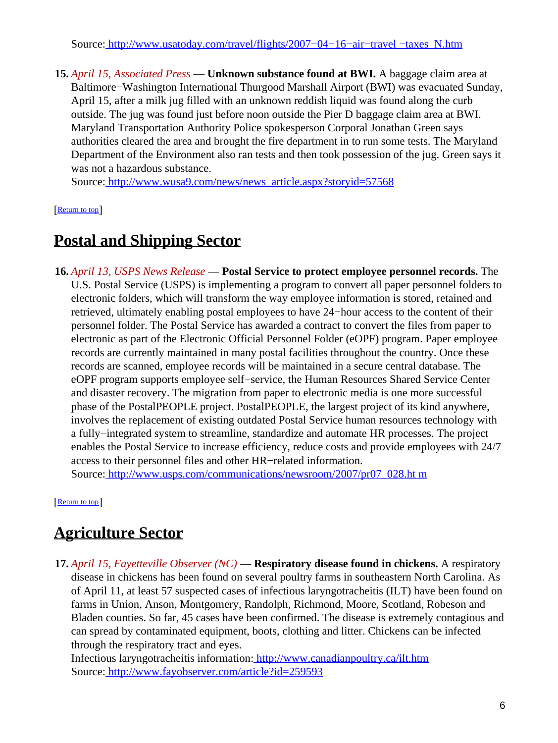Source: [http://www.usatoday.com/travel/flights/2007−04−16−air−travel −taxes_N.htm](http://www.usatoday.com/travel/flights/2007−04−16−air−travel−taxes_N.htm)

**15.** *April 15, Associated Press* — **Unknown substance found at BWI.** A baggage claim area at Baltimore−Washington International Thurgood Marshall Airport (BWI) was evacuated Sunday, April 15, after a milk jug filled with an unknown reddish liquid was found along the curb outside. The jug was found just before noon outside the Pier D baggage claim area at BWI. Maryland Transportation Authority Police spokesperson Corporal Jonathan Green says authorities cleared the area and brought the fire department in to run some tests. The Maryland Department of the Environment also ran tests and then took possession of the jug. Green says it was not a hazardous substance.
Source: [http://www.wusa9.com/news/news_article.aspx?storyid=57568](http://www.wusa9.com/news/news_article.aspx?storyid=57568)

[Return to top]

## Postal and Shipping Sector

**16.** *April 13, USPS News Release* — **Postal Service to protect employee personnel records.** The U.S. Postal Service (USPS) is implementing a program to convert all paper personnel folders to electronic folders, which will transform the way employee information is stored, retained and retrieved, ultimately enabling postal employees to have 24−hour access to the content of their personnel folder. The Postal Service has awarded a contract to convert the files from paper to electronic as part of the Electronic Official Personnel Folder (eOPF) program. Paper employee records are currently maintained in many postal facilities throughout the country. Once these records are scanned, employee records will be maintained in a secure central database. The eOPF program supports employee self−service, the Human Resources Shared Service Center and disaster recovery. The migration from paper to electronic media is one more successful phase of the PostalPEOPLE project. PostalPEOPLE, the largest project of its kind anywhere, involves the replacement of existing outdated Postal Service human resources technology with a fully−integrated system to streamline, standardize and automate HR processes. The project enables the Postal Service to increase efficiency, reduce costs and provide employees with 24/7 access to their personnel files and other HR−related information.
Source: [http://www.usps.com/communications/newsroom/2007/pr07_028.ht m](http://www.usps.com/communications/newsroom/2007/pr07_028.htm)

[Return to top]

## Agriculture Sector

**17.** *April 15, Fayetteville Observer (NC)* — **Respiratory disease found in chickens.** A respiratory disease in chickens has been found on several poultry farms in southeastern North Carolina. As of April 11, at least 57 suspected cases of infectious laryngotracheitis (ILT) have been found on farms in Union, Anson, Montgomery, Randolph, Richmond, Moore, Scotland, Robeson and Bladen counties. So far, 45 cases have been confirmed. The disease is extremely contagious and can spread by contaminated equipment, boots, clothing and litter. Chickens can be infected through the respiratory tract and eyes.
Infectious laryngotracheitis information: [http://www.canadianpoultry.ca/ilt.htm](http://www.canadianpoultry.ca/ilt.htm)
Source: [http://www.fayobserver.com/article?id=259593](http://www.fayobserver.com/article?id=259593)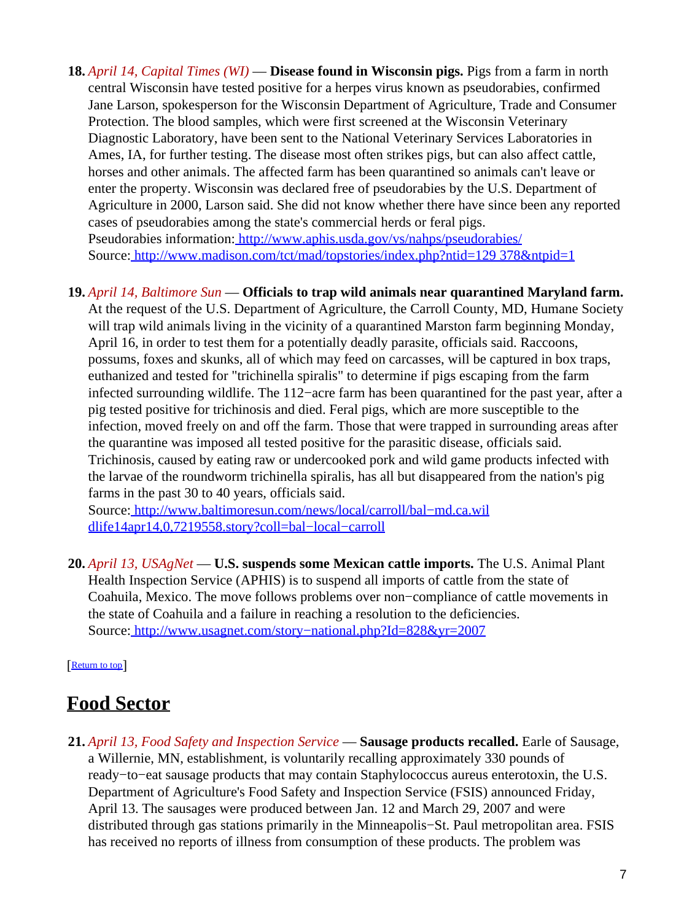18. *April 14, Capital Times (WI)* — **Disease found in Wisconsin pigs.** Pigs from a farm in north central Wisconsin have tested positive for a herpes virus known as pseudorabies, confirmed Jane Larson, spokesperson for the Wisconsin Department of Agriculture, Trade and Consumer Protection. The blood samples, which were first screened at the Wisconsin Veterinary Diagnostic Laboratory, have been sent to the National Veterinary Services Laboratories in Ames, IA, for further testing. The disease most often strikes pigs, but can also affect cattle, horses and other animals. The affected farm has been quarantined so animals can't leave or enter the property. Wisconsin was declared free of pseudorabies by the U.S. Department of Agriculture in 2000, Larson said. She did not know whether there have since been any reported cases of pseudorabies among the state's commercial herds or feral pigs.
 Pseudorabies information: [http://www.aphis.usda.gov/vs/nahps/pseudorabies/](http://www.aphis.usda.gov/vs/nahps/pseudorabies/)
 Source: [http://www.madison.com/tct/mad/topstories/index.php?ntid=129 378&ntpid=1](http://www.madison.com/tct/mad/topstories/index.php?ntid=129378&ntpid=1)

19. *April 14, Baltimore Sun* — **Officials to trap wild animals near quarantined Maryland farm.** At the request of the U.S. Department of Agriculture, the Carroll County, MD, Humane Society will trap wild animals living in the vicinity of a quarantined Marston farm beginning Monday, April 16, in order to test them for a potentially deadly parasite, officials said. Raccoons, possums, foxes and skunks, all of which may feed on carcasses, will be captured in box traps, euthanized and tested for "trichinella spiralis" to determine if pigs escaping from the farm infected surrounding wildlife. The 112−acre farm has been quarantined for the past year, after a pig tested positive for trichinosis and died. Feral pigs, which are more susceptible to the infection, moved freely on and off the farm. Those that were trapped in surrounding areas after the quarantine was imposed all tested positive for the parasitic disease, officials said. Trichinosis, caused by eating raw or undercooked pork and wild game products infected with the larvae of the roundworm trichinella spiralis, has all but disappeared from the nation's pig farms in the past 30 to 40 years, officials said.
 Source: [http://www.baltimoresun.com/news/local/carroll/bal−md.ca.wil dlife14apr14,0,7219558.story?coll=bal−local−carroll](http://www.baltimoresun.com/news/local/carroll/bal-md.ca.wildlife14apr14,0,7219558.story?coll=bal-local-carroll)

20. *April 13, USAgNet* — **U.S. suspends some Mexican cattle imports.** The U.S. Animal Plant Health Inspection Service (APHIS) is to suspend all imports of cattle from the state of Coahuila, Mexico. The move follows problems over non−compliance of cattle movements in the state of Coahuila and a failure in reaching a resolution to the deficiencies.
 Source: [http://www.usagnet.com/story−national.php?Id=828&yr=2007](http://www.usagnet.com/story-national.php?Id=828&yr=2007)

[Return to top]

# Food Sector

21. *April 13, Food Safety and Inspection Service* — **Sausage products recalled.** Earle of Sausage, a Willernie, MN, establishment, is voluntarily recalling approximately 330 pounds of ready−to−eat sausage products that may contain Staphylococcus aureus enterotoxin, the U.S. Department of Agriculture's Food Safety and Inspection Service (FSIS) announced Friday, April 13. The sausages were produced between Jan. 12 and March 29, 2007 and were distributed through gas stations primarily in the Minneapolis−St. Paul metropolitan area. FSIS has received no reports of illness from consumption of these products. The problem was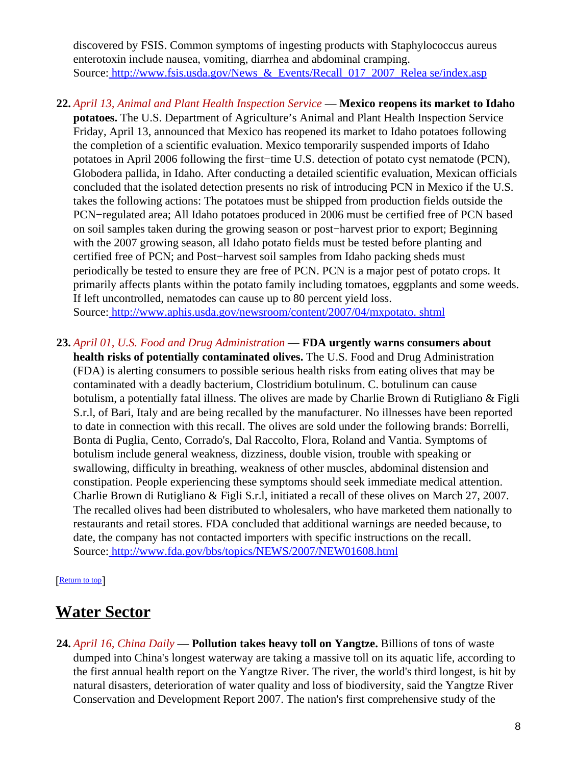discovered by FSIS. Common symptoms of ingesting products with Staphylococcus aureus enterotoxin include nausea, vomiting, diarrhea and abdominal cramping.
Source: [http://www.fsis.usda.gov/News_&_Events/Recall_017_2007_Relea se/index.asp](http://www.fsis.usda.gov/News_&_Events/Recall_017_2007_Release/index.asp)

**22.** *April 13, Animal and Plant Health Inspection Service* — **Mexico reopens its market to Idaho potatoes.** The U.S. Department of Agriculture's Animal and Plant Health Inspection Service Friday, April 13, announced that Mexico has reopened its market to Idaho potatoes following the completion of a scientific evaluation. Mexico temporarily suspended imports of Idaho potatoes in April 2006 following the first−time U.S. detection of potato cyst nematode (PCN), Globodera pallida, in Idaho. After conducting a detailed scientific evaluation, Mexican officials concluded that the isolated detection presents no risk of introducing PCN in Mexico if the U.S. takes the following actions: The potatoes must be shipped from production fields outside the PCN−regulated area; All Idaho potatoes produced in 2006 must be certified free of PCN based on soil samples taken during the growing season or post−harvest prior to export; Beginning with the 2007 growing season, all Idaho potato fields must be tested before planting and certified free of PCN; and Post−harvest soil samples from Idaho packing sheds must periodically be tested to ensure they are free of PCN. PCN is a major pest of potato crops. It primarily affects plants within the potato family including tomatoes, eggplants and some weeds. If left uncontrolled, nematodes can cause up to 80 percent yield loss.
Source: [http://www.aphis.usda.gov/newsroom/content/2007/04/mxpotato. shtml](http://www.aphis.usda.gov/newsroom/content/2007/04/mxpotato.shtml)

**23.** *April 01, U.S. Food and Drug Administration* — **FDA urgently warns consumers about health risks of potentially contaminated olives.** The U.S. Food and Drug Administration (FDA) is alerting consumers to possible serious health risks from eating olives that may be contaminated with a deadly bacterium, Clostridium botulinum. C. botulinum can cause botulism, a potentially fatal illness. The olives are made by Charlie Brown di Rutigliano & Figli S.r.l, of Bari, Italy and are being recalled by the manufacturer. No illnesses have been reported to date in connection with this recall. The olives are sold under the following brands: Borrelli, Bonta di Puglia, Cento, Corrado's, Dal Raccolto, Flora, Roland and Vantia. Symptoms of botulism include general weakness, dizziness, double vision, trouble with speaking or swallowing, difficulty in breathing, weakness of other muscles, abdominal distension and constipation. People experiencing these symptoms should seek immediate medical attention. Charlie Brown di Rutigliano & Figli S.r.l, initiated a recall of these olives on March 27, 2007. The recalled olives had been distributed to wholesalers, who have marketed them nationally to restaurants and retail stores. FDA concluded that additional warnings are needed because, to date, the company has not contacted importers with specific instructions on the recall.
Source: [http://www.fda.gov/bbs/topics/NEWS/2007/NEW01608.html](http://www.fda.gov/bbs/topics/NEWS/2007/NEW01608.html)

[Return to top]

## Water Sector

**24.** *April 16, China Daily* — **Pollution takes heavy toll on Yangtze.** Billions of tons of waste dumped into China's longest waterway are taking a massive toll on its aquatic life, according to the first annual health report on the Yangtze River. The river, the world's third longest, is hit by natural disasters, deterioration of water quality and loss of biodiversity, said the Yangtze River Conservation and Development Report 2007. The nation's first comprehensive study of the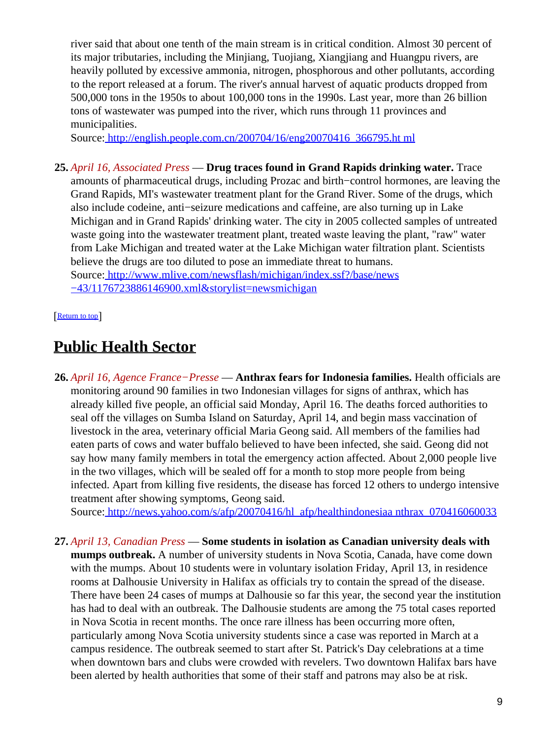river said that about one tenth of the main stream is in critical condition. Almost 30 percent of its major tributaries, including the Minjiang, Tuojiang, Xiangjiang and Huangpu rivers, are heavily polluted by excessive ammonia, nitrogen, phosphorous and other pollutants, according to the report released at a forum. The river's annual harvest of aquatic products dropped from 500,000 tons in the 1950s to about 100,000 tons in the 1990s. Last year, more than 26 billion tons of wastewater was pumped into the river, which runs through 11 provinces and municipalities.
Source: http://english.people.com.cn/200704/16/eng20070416_366795.ht ml

25. *April 16, Associated Press* — **Drug traces found in Grand Rapids drinking water.** Trace amounts of pharmaceutical drugs, including Prozac and birth−control hormones, are leaving the Grand Rapids, MI's wastewater treatment plant for the Grand River. Some of the drugs, which also include codeine, anti−seizure medications and caffeine, are also turning up in Lake Michigan and in Grand Rapids' drinking water. The city in 2005 collected samples of untreated waste going into the wastewater treatment plant, treated waste leaving the plant, "raw" water from Lake Michigan and treated water at the Lake Michigan water filtration plant. Scientists believe the drugs are too diluted to pose an immediate threat to humans.
Source: http://www.mlive.com/newsflash/michigan/index.ssf?/base/news −43/1176723886146900.xml&storylist=newsmichigan

[Return to top]

## Public Health Sector

26. *April 16, Agence France−Presse* — **Anthrax fears for Indonesia families.** Health officials are monitoring around 90 families in two Indonesian villages for signs of anthrax, which has already killed five people, an official said Monday, April 16. The deaths forced authorities to seal off the villages on Sumba Island on Saturday, April 14, and begin mass vaccination of livestock in the area, veterinary official Maria Geong said. All members of the families had eaten parts of cows and water buffalo believed to have been infected, she said. Geong did not say how many family members in total the emergency action affected. About 2,000 people live in the two villages, which will be sealed off for a month to stop more people from being infected. Apart from killing five residents, the disease has forced 12 others to undergo intensive treatment after showing symptoms, Geong said.
Source: http://news.yahoo.com/s/afp/20070416/hl_afp/healthindonesiaa nthrax_070416060033

27. *April 13, Canadian Press* — **Some students in isolation as Canadian university deals with mumps outbreak.** A number of university students in Nova Scotia, Canada, have come down with the mumps. About 10 students were in voluntary isolation Friday, April 13, in residence rooms at Dalhousie University in Halifax as officials try to contain the spread of the disease. There have been 24 cases of mumps at Dalhousie so far this year, the second year the institution has had to deal with an outbreak. The Dalhousie students are among the 75 total cases reported in Nova Scotia in recent months. The once rare illness has been occurring more often, particularly among Nova Scotia university students since a case was reported in March at a campus residence. The outbreak seemed to start after St. Patrick's Day celebrations at a time when downtown bars and clubs were crowded with revelers. Two downtown Halifax bars have been alerted by health authorities that some of their staff and patrons may also be at risk.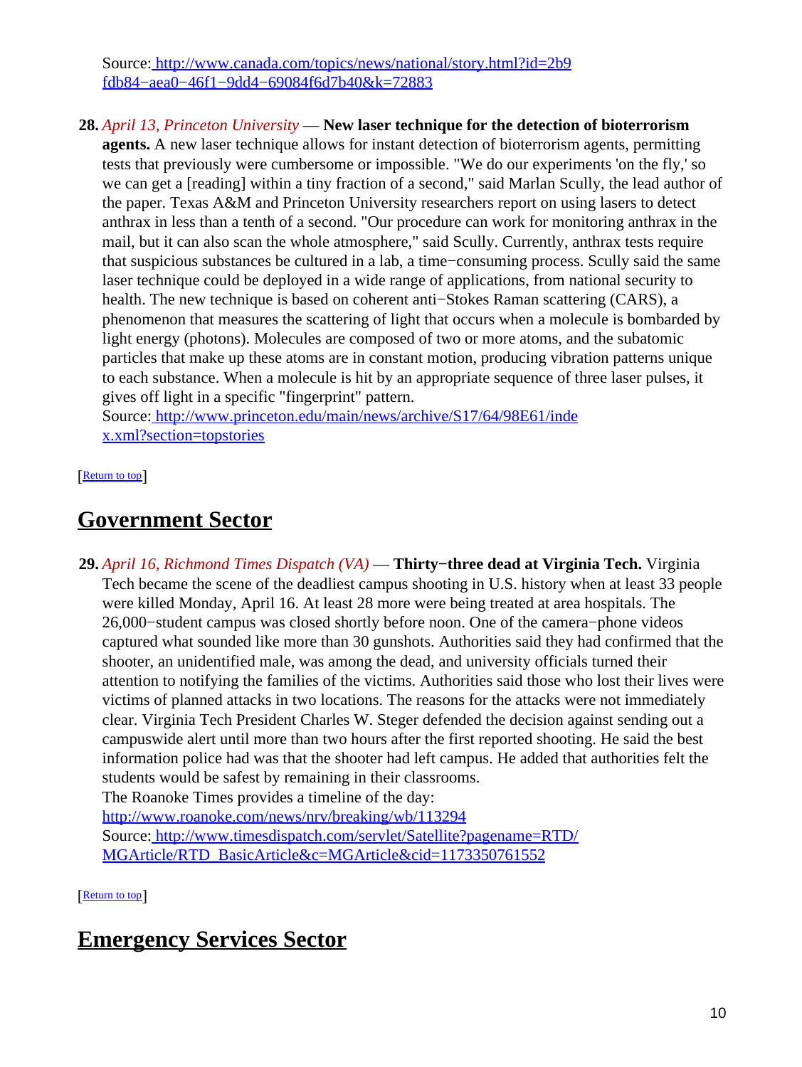Source: http://www.canada.com/topics/news/national/story.html?id=2b9fdb84−aea0−46f1−9dd4−69084f6d7b40&k=72883

28. *April 13, Princeton University* — **New laser technique for the detection of bioterrorism agents.** A new laser technique allows for instant detection of bioterrorism agents, permitting tests that previously were cumbersome or impossible. "We do our experiments 'on the fly,' so we can get a [reading] within a tiny fraction of a second," said Marlan Scully, the lead author of the paper. Texas A&M and Princeton University researchers report on using lasers to detect anthrax in less than a tenth of a second. "Our procedure can work for monitoring anthrax in the mail, but it can also scan the whole atmosphere," said Scully. Currently, anthrax tests require that suspicious substances be cultured in a lab, a time−consuming process. Scully said the same laser technique could be deployed in a wide range of applications, from national security to health. The new technique is based on coherent anti−Stokes Raman scattering (CARS), a phenomenon that measures the scattering of light that occurs when a molecule is bombarded by light energy (photons). Molecules are composed of two or more atoms, and the subatomic particles that make up these atoms are in constant motion, producing vibration patterns unique to each substance. When a molecule is hit by an appropriate sequence of three laser pulses, it gives off light in a specific "fingerprint" pattern.
Source: http://www.princeton.edu/main/news/archive/S17/64/98E61/index.xml?section=topstories

[Return to top]

## Government Sector

29. *April 16, Richmond Times Dispatch (VA)* — **Thirty−three dead at Virginia Tech.** Virginia Tech became the scene of the deadliest campus shooting in U.S. history when at least 33 people were killed Monday, April 16. At least 28 more were being treated at area hospitals. The 26,000−student campus was closed shortly before noon. One of the camera−phone videos captured what sounded like more than 30 gunshots. Authorities said they had confirmed that the shooter, an unidentified male, was among the dead, and university officials turned their attention to notifying the families of the victims. Authorities said those who lost their lives were victims of planned attacks in two locations. The reasons for the attacks were not immediately clear. Virginia Tech President Charles W. Steger defended the decision against sending out a campuswide alert until more than two hours after the first reported shooting. He said the best information police had was that the shooter had left campus. He added that authorities felt the students would be safest by remaining in their classrooms.
The Roanoke Times provides a timeline of the day:
http://www.roanoke.com/news/nrv/breaking/wb/113294
Source: http://www.timesdispatch.com/servlet/Satellite?pagename=RTD/MGArticle/RTD_BasicArticle&c=MGArticle&cid=1173350761552

[Return to top]

## Emergency Services Sector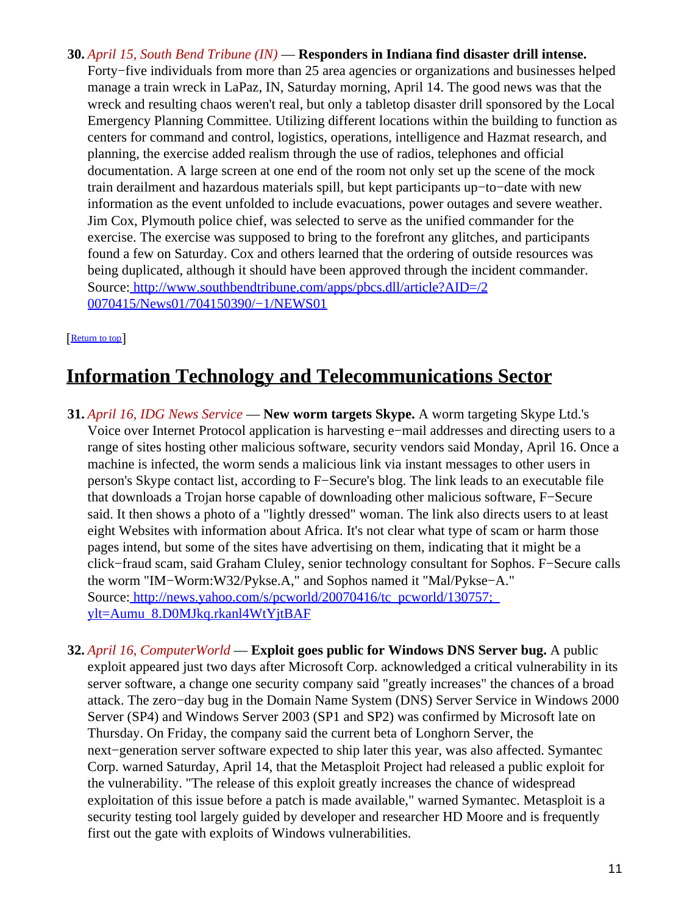30. *April 15, South Bend Tribune (IN)* — **Responders in Indiana find disaster drill intense.** Forty−five individuals from more than 25 area agencies or organizations and businesses helped manage a train wreck in LaPaz, IN, Saturday morning, April 14. The good news was that the wreck and resulting chaos weren't real, but only a tabletop disaster drill sponsored by the Local Emergency Planning Committee. Utilizing different locations within the building to function as centers for command and control, logistics, operations, intelligence and Hazmat research, and planning, the exercise added realism through the use of radios, telephones and official documentation. A large screen at one end of the room not only set up the scene of the mock train derailment and hazardous materials spill, but kept participants up−to−date with new information as the event unfolded to include evacuations, power outages and severe weather. Jim Cox, Plymouth police chief, was selected to serve as the unified commander for the exercise. The exercise was supposed to bring to the forefront any glitches, and participants found a few on Saturday. Cox and others learned that the ordering of outside resources was being duplicated, although it should have been approved through the incident commander.
Source: [http://www.southbendtribune.com/apps/pbcs.dll/article?AID=/20070415/News01/704150390/−1/NEWS01](http://www.southbendtribune.com/apps/pbcs.dll/article?AID=/20070415/News01/704150390/−1/NEWS01)

[Return to top]

## Information Technology and Telecommunications Sector

31. *April 16, IDG News Service* — **New worm targets Skype.** A worm targeting Skype Ltd.'s Voice over Internet Protocol application is harvesting e−mail addresses and directing users to a range of sites hosting other malicious software, security vendors said Monday, April 16. Once a machine is infected, the worm sends a malicious link via instant messages to other users in person's Skype contact list, according to F−Secure's blog. The link leads to an executable file that downloads a Trojan horse capable of downloading other malicious software, F−Secure said. It then shows a photo of a "lightly dressed" woman. The link also directs users to at least eight Websites with information about Africa. It's not clear what type of scam or harm those pages intend, but some of the sites have advertising on them, indicating that it might be a click−fraud scam, said Graham Cluley, senior technology consultant for Sophos. F−Secure calls the worm "IM−Worm:W32/Pykse.A," and Sophos named it "Mal/Pykse−A."
Source: [http://news.yahoo.com/s/pcworld/20070416/tc_pcworld/130757;_ylt=Aumu_8.D0MJkq.rkanl4WtYjtBAF](http://news.yahoo.com/s/pcworld/20070416/tc_pcworld/130757;_ylt=Aumu_8.D0MJkq.rkanl4WtYjtBAF)

32. *April 16, ComputerWorld* — **Exploit goes public for Windows DNS Server bug.** A public exploit appeared just two days after Microsoft Corp. acknowledged a critical vulnerability in its server software, a change one security company said "greatly increases" the chances of a broad attack. The zero−day bug in the Domain Name System (DNS) Server Service in Windows 2000 Server (SP4) and Windows Server 2003 (SP1 and SP2) was confirmed by Microsoft late on Thursday. On Friday, the company said the current beta of Longhorn Server, the next−generation server software expected to ship later this year, was also affected. Symantec Corp. warned Saturday, April 14, that the Metasploit Project had released a public exploit for the vulnerability. "The release of this exploit greatly increases the chance of widespread exploitation of this issue before a patch is made available," warned Symantec. Metasploit is a security testing tool largely guided by developer and researcher HD Moore and is frequently first out the gate with exploits of Windows vulnerabilities.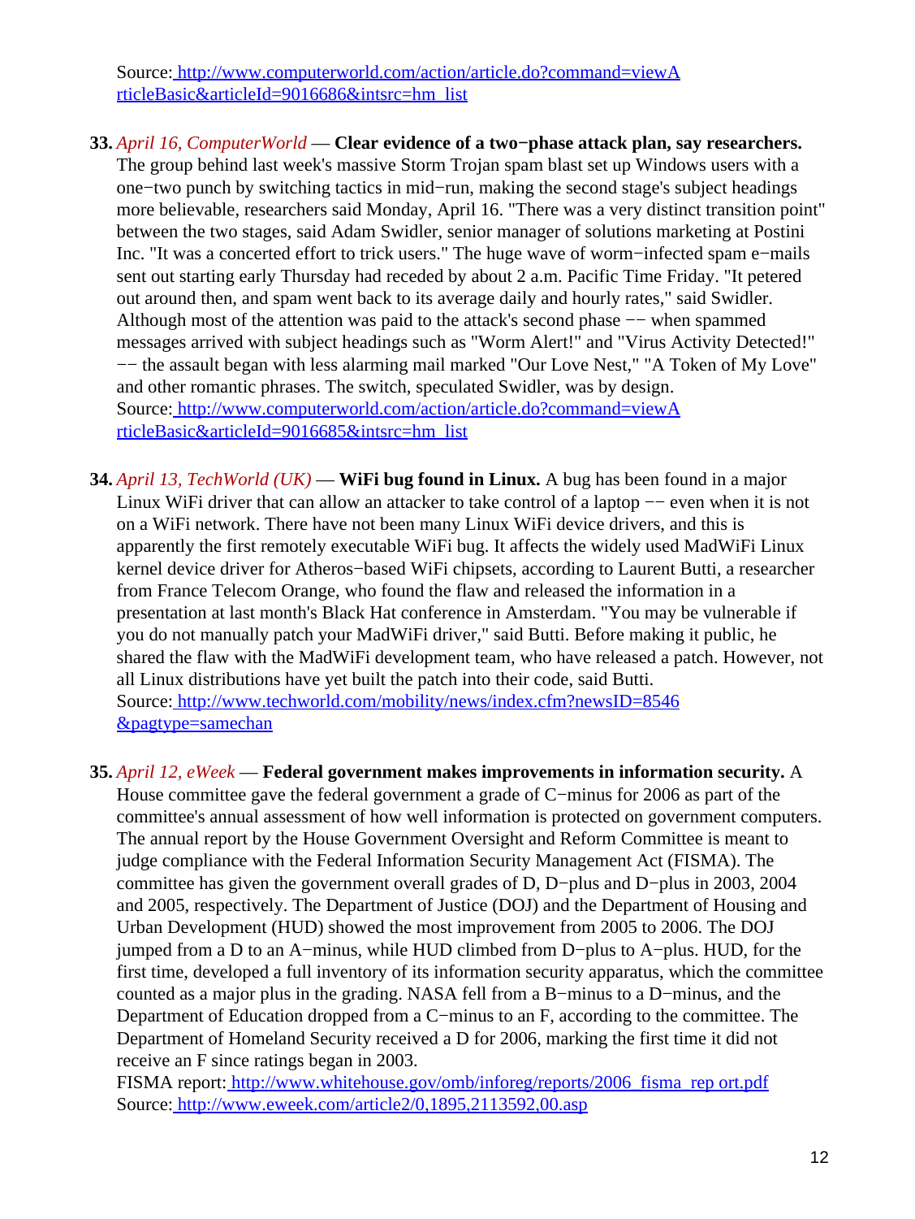Source: [http://www.computerworld.com/action/article.do?command=viewArticleBasic&articleId=9016686&intsrc=hm_list](http://www.computerworld.com/action/article.do?command=viewArticleBasic&articleId=9016686&intsrc=hm_list)

33. *April 16, ComputerWorld* — **Clear evidence of a two−phase attack plan, say researchers.** The group behind last week's massive Storm Trojan spam blast set up Windows users with a one−two punch by switching tactics in mid−run, making the second stage's subject headings more believable, researchers said Monday, April 16. "There was a very distinct transition point" between the two stages, said Adam Swidler, senior manager of solutions marketing at Postini Inc. "It was a concerted effort to trick users." The huge wave of worm−infected spam e−mails sent out starting early Thursday had receded by about 2 a.m. Pacific Time Friday. "It petered out around then, and spam went back to its average daily and hourly rates," said Swidler. Although most of the attention was paid to the attack's second phase −− when spammed messages arrived with subject headings such as "Worm Alert!" and "Virus Activity Detected!" −− the assault began with less alarming mail marked "Our Love Nest," "A Token of My Love" and other romantic phrases. The switch, speculated Swidler, was by design.
Source: [http://www.computerworld.com/action/article.do?command=viewArticleBasic&articleId=9016685&intsrc=hm_list](http://www.computerworld.com/action/article.do?command=viewArticleBasic&articleId=9016685&intsrc=hm_list)

34. *April 13, TechWorld (UK)* — **WiFi bug found in Linux.** A bug has been found in a major Linux WiFi driver that can allow an attacker to take control of a laptop −− even when it is not on a WiFi network. There have not been many Linux WiFi device drivers, and this is apparently the first remotely executable WiFi bug. It affects the widely used MadWiFi Linux kernel device driver for Atheros−based WiFi chipsets, according to Laurent Butti, a researcher from France Telecom Orange, who found the flaw and released the information in a presentation at last month's Black Hat conference in Amsterdam. "You may be vulnerable if you do not manually patch your MadWiFi driver," said Butti. Before making it public, he shared the flaw with the MadWiFi development team, who have released a patch. However, not all Linux distributions have yet built the patch into their code, said Butti.
Source: [http://www.techworld.com/mobility/news/index.cfm?newsID=8546&pagtype=samechan](http://www.techworld.com/mobility/news/index.cfm?newsID=8546&pagtype=samechan)

35. *April 12, eWeek* — **Federal government makes improvements in information security.** A House committee gave the federal government a grade of C−minus for 2006 as part of the committee's annual assessment of how well information is protected on government computers. The annual report by the House Government Oversight and Reform Committee is meant to judge compliance with the Federal Information Security Management Act (FISMA). The committee has given the government overall grades of D, D−plus and D−plus in 2003, 2004 and 2005, respectively. The Department of Justice (DOJ) and the Department of Housing and Urban Development (HUD) showed the most improvement from 2005 to 2006. The DOJ jumped from a D to an A−minus, while HUD climbed from D−plus to A−plus. HUD, for the first time, developed a full inventory of its information security apparatus, which the committee counted as a major plus in the grading. NASA fell from a B−minus to a D−minus, and the Department of Education dropped from a C−minus to an F, according to the committee. The Department of Homeland Security received a D for 2006, marking the first time it did not receive an F since ratings began in 2003.
FISMA report: [http://www.whitehouse.gov/omb/inforeg/reports/2006_fisma_report.pdf](http://www.whitehouse.gov/omb/inforeg/reports/2006_fisma_report.pdf)
Source: [http://www.eweek.com/article2/0,1895,2113592,00.asp](http://www.eweek.com/article2/0,1895,2113592,00.asp)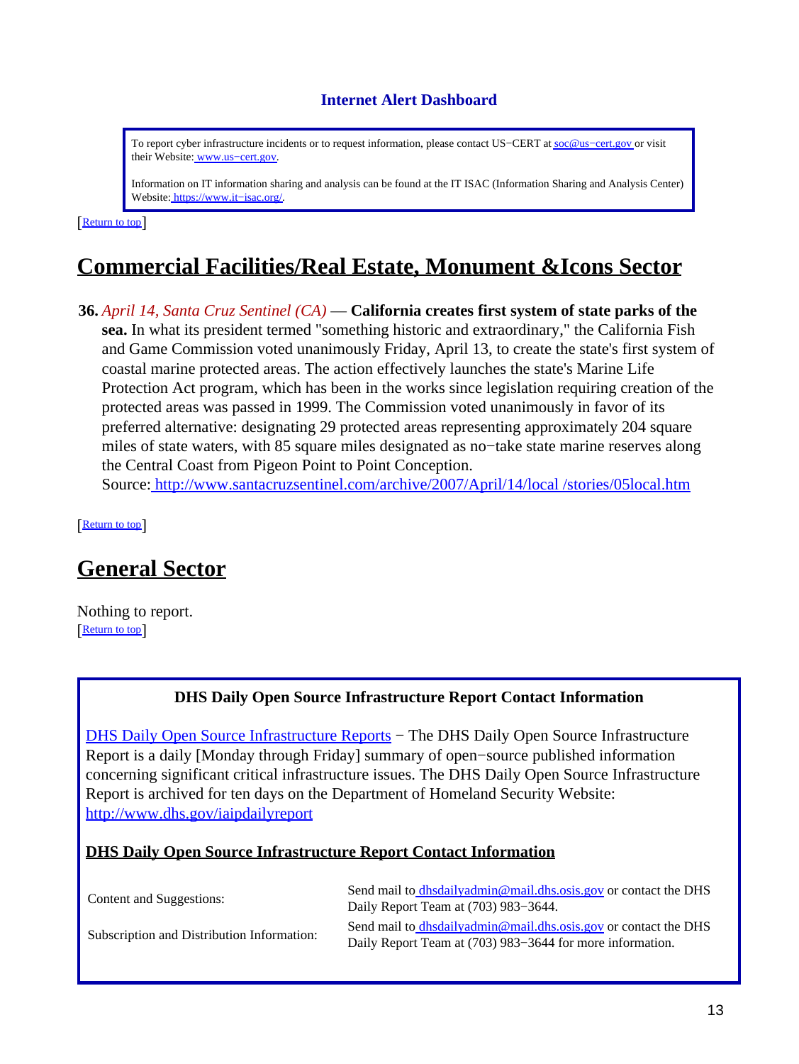### Internet Alert Dashboard

> To report cyber infrastructure incidents or to request information, please contact US−CERT at soc@us−cert.gov or visit their Website: www.us−cert.gov.
>
> Information on IT information sharing and analysis can be found at the IT ISAC (Information Sharing and Analysis Center) Website: https://www.it−isac.org/.

[Return to top]

## Commercial Facilities/Real Estate, Monument &Icons Sector

**36.** *April 14, Santa Cruz Sentinel (CA)* — **California creates first system of state parks of the sea.** In what its president termed "something historic and extraordinary," the California Fish and Game Commission voted unanimously Friday, April 13, to create the state's first system of coastal marine protected areas. The action effectively launches the state's Marine Life Protection Act program, which has been in the works since legislation requiring creation of the protected areas was passed in 1999. The Commission voted unanimously in favor of its preferred alternative: designating 29 protected areas representing approximately 204 square miles of state waters, with 85 square miles designated as no−take state marine reserves along the Central Coast from Pigeon Point to Point Conception.
Source: http://www.santacruzsentinel.com/archive/2007/April/14/local /stories/05local.htm

[Return to top]

## General Sector

Nothing to report.
[Return to top]

---

**DHS Daily Open Source Infrastructure Report Contact Information**

DHS Daily Open Source Infrastructure Reports − The DHS Daily Open Source Infrastructure Report is a daily [Monday through Friday] summary of open−source published information concerning significant critical infrastructure issues. The DHS Daily Open Source Infrastructure Report is archived for ten days on the Department of Homeland Security Website: http://www.dhs.gov/iaipdailyreport

**DHS Daily Open Source Infrastructure Report Contact Information**

| | |
|---|---|
| Content and Suggestions: | Send mail to dhsdailyadmin@mail.dhs.osis.gov or contact the DHS Daily Report Team at (703) 983−3644. |
| Subscription and Distribution Information: | Send mail to dhsdailyadmin@mail.dhs.osis.gov or contact the DHS Daily Report Team at (703) 983−3644 for more information. |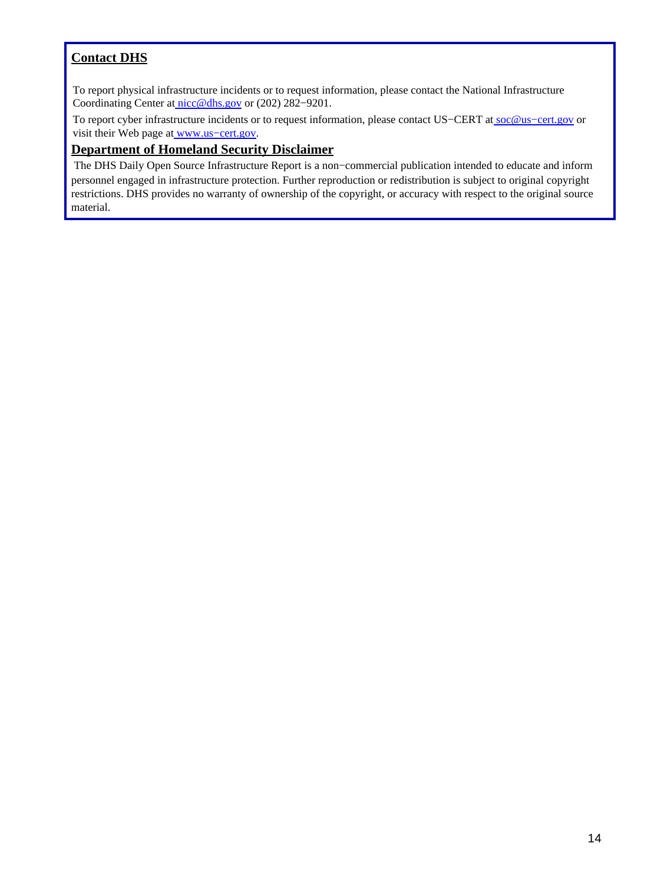## Contact DHS

To report physical infrastructure incidents or to request information, please contact the National Infrastructure Coordinating Center at nicc@dhs.gov or (202) 282−9201.

To report cyber infrastructure incidents or to request information, please contact US−CERT at soc@us−cert.gov or visit their Web page at www.us−cert.gov.

## Department of Homeland Security Disclaimer

The DHS Daily Open Source Infrastructure Report is a non−commercial publication intended to educate and inform personnel engaged in infrastructure protection. Further reproduction or redistribution is subject to original copyright restrictions. DHS provides no warranty of ownership of the copyright, or accuracy with respect to the original source material.